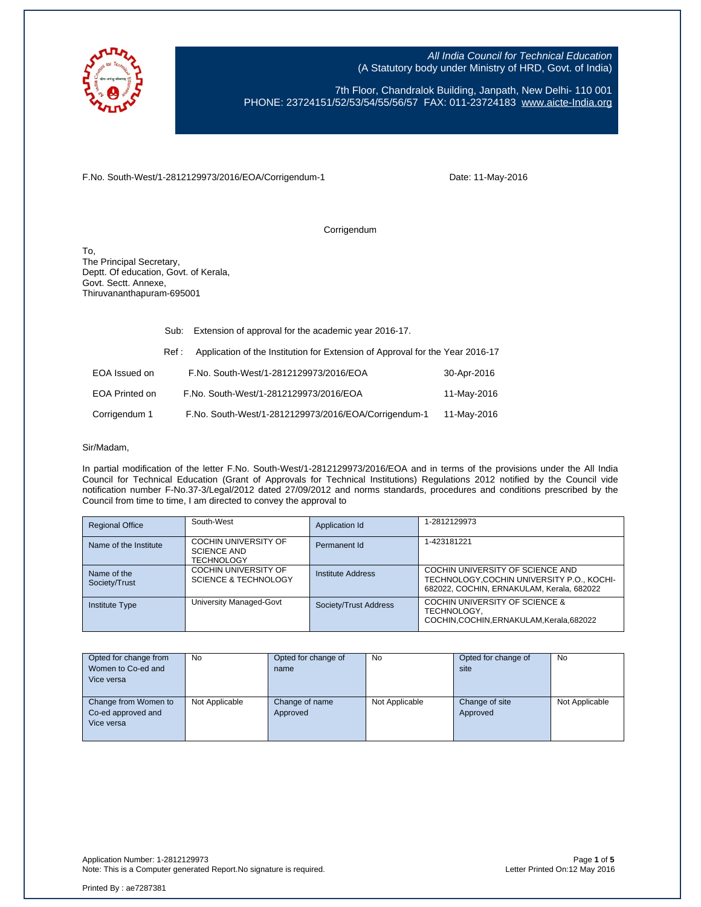*All India Council for Technical Education*
(A Statutory body under Ministry of HRD, Govt. of India)

7th Floor, Chandralok Building, Janpath, New Delhi- 110 001
PHONE: 23724151/52/53/54/55/56/57 FAX: 011-23724183 www.aicte-India.org

F.No. South-West/1-2812129973/2016/EOA/Corrigendum-1 Date: 11-May-2016

Corrigendum

To,
The Principal Secretary,
Deptt. Of education, Govt. of Kerala,
Govt. Sectt. Annexe,
Thiruvananthapuram-695001

Sub: Extension of approval for the academic year 2016-17.

Ref : Application of the Institution for Extension of Approval for the Year 2016-17

| | | |
|---|---|---|
| EOA Issued on | F.No. South-West/1-2812129973/2016/EOA | 30-Apr-2016 |
| EOA Printed on | F.No. South-West/1-2812129973/2016/EOA | 11-May-2016 |
| Corrigendum 1 | F.No. South-West/1-2812129973/2016/EOA/Corrigendum-1 | 11-May-2016 |

Sir/Madam,

In partial modification of the letter F.No. South-West/1-2812129973/2016/EOA and in terms of the provisions under the All India Council for Technical Education (Grant of Approvals for Technical Institutions) Regulations 2012 notified by the Council vide notification number F-No.37-3/Legal/2012 dated 27/09/2012 and norms standards, procedures and conditions prescribed by the Council from time to time, I am directed to convey the approval to

| | | | |
|---|---|---|---|
| Regional Office | South-West | Application Id | 1-2812129973 |
| Name of the Institute | COCHIN UNIVERSITY OF SCIENCE AND TECHNOLOGY | Permanent Id | 1-423181221 |
| Name of the Society/Trust | COCHIN UNIVERSITY OF SCIENCE & TECHNOLOGY | Institute Address | COCHIN UNIVERSITY OF SCIENCE AND TECHNOLOGY,COCHIN UNIVERSITY P.O., KOCHI-682022, COCHIN, ERNAKULAM, Kerala, 682022 |
| Institute Type | University Managed-Govt | Society/Trust Address | COCHIN UNIVERSITY OF SCIENCE & TECHNOLOGY, COCHIN,COCHIN,ERNAKULAM,Kerala,682022 |

| | | | | | |
|---|---|---|---|---|---|
| Opted for change from Women to Co-ed and Vice versa | No | Opted for change of name | No | Opted for change of site | No |
| Change from Women to Co-ed approved and Vice versa | Not Applicable | Change of name Approved | Not Applicable | Change of site Approved | Not Applicable |

Application Number: 1-2812129973
Note: This is a Computer generated Report.No signature is required.

Letter Printed On:12 May 2016

Printed By : ae7287381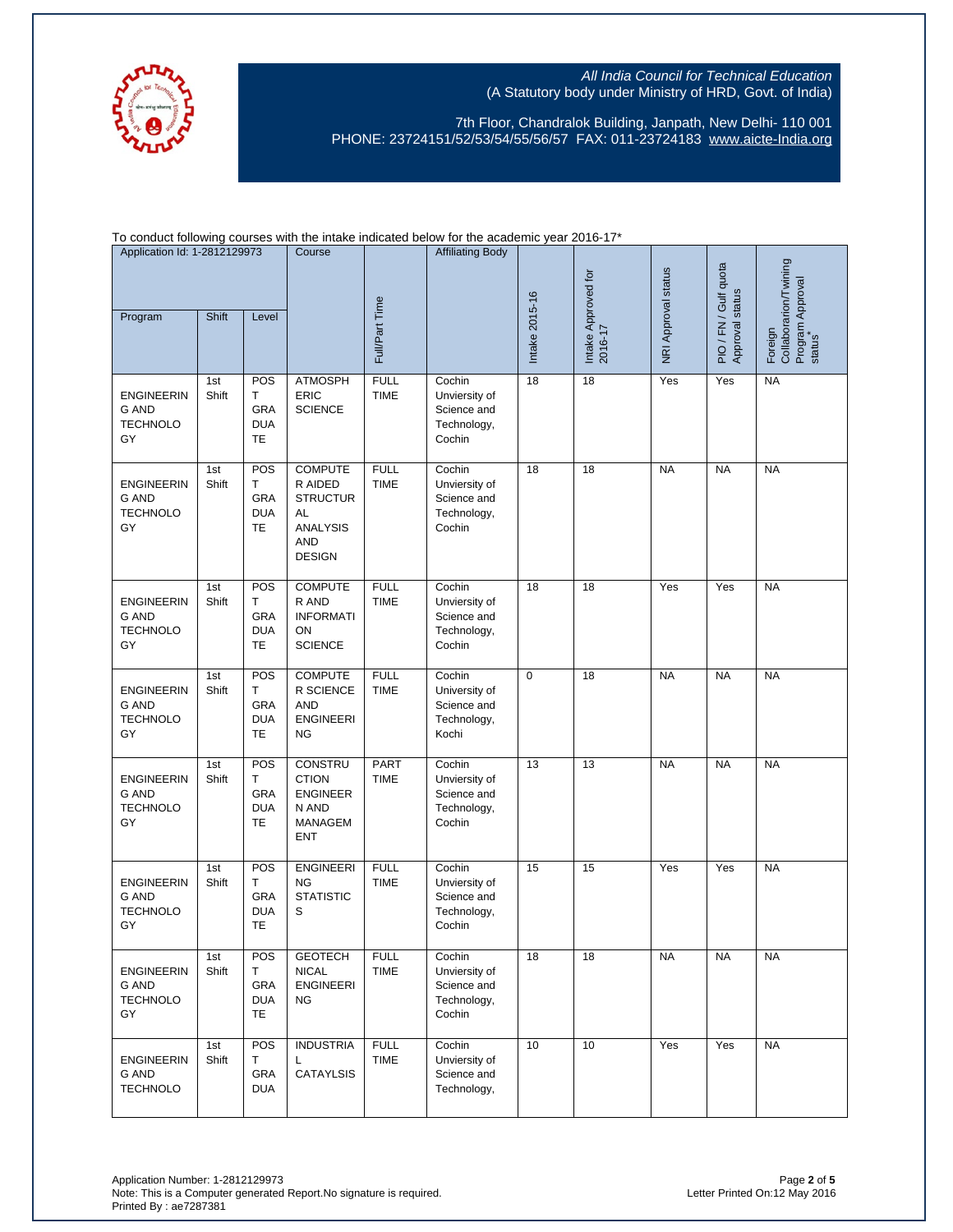All India Council for Technical Education
(A Statutory body under Ministry of HRD, Govt. of India)

7th Floor, Chandralok Building, Janpath, New Delhi- 110 001
PHONE: 23724151/52/53/54/55/56/57 FAX: 011-23724183 www.aicte-India.org

To conduct following courses with the intake indicated below for the academic year 2016-17*

| Application Id: 1-2812129973 | | | Course | Full/Part Time | Affiliating Body | Intake 2015-16 | Intake Approved for 2016-17 | NRI Approval status | PIO / FN / Gulf quota Approval status | Foreign Collaborarion/Twining Program Approval status* |
|---|---|---|---|---|---|---|---|---|---|---|
| Program | Shift | Level | | | | | | | | |
| ENGINEERING AND TECHNOLOGY | 1st Shift | POST GRADUATE | ATMOSPHERIC SCIENCE | FULL TIME | Cochin Unviersity of Science and Technology, Cochin | 18 | 18 | Yes | Yes | NA |
| ENGINEERING AND TECHNOLOGY | 1st Shift | POST GRADUATE | COMPUTER AIDED STRUCTURAL ANALYSIS AND DESIGN | FULL TIME | Cochin Unviersity of Science and Technology, Cochin | 18 | 18 | NA | NA | NA |
| ENGINEERING AND TECHNOLOGY | 1st Shift | POST GRADUATE | COMPUTER AND INFORMATION SCIENCE | FULL TIME | Cochin Unviersity of Science and Technology, Cochin | 18 | 18 | Yes | Yes | NA |
| ENGINEERING AND TECHNOLOGY | 1st Shift | POST GRADUATE | COMPUTER SCIENCE AND ENGINEERING | FULL TIME | Cochin University of Science and Technology, Kochi | 0 | 18 | NA | NA | NA |
| ENGINEERING AND TECHNOLOGY | 1st Shift | POST GRADUATE | CONSTRUCTION ENGINEERN AND MANAGEMENT | PART TIME | Cochin Unviersity of Science and Technology, Cochin | 13 | 13 | NA | NA | NA |
| ENGINEERING AND TECHNOLOGY | 1st Shift | POST GRADUATE | ENGINEERING STATISTICS | FULL TIME | Cochin Unviersity of Science and Technology, Cochin | 15 | 15 | Yes | Yes | NA |
| ENGINEERING AND TECHNOLOGY | 1st Shift | POST GRADUATE | GEOTECHNICAL ENGINEERING | FULL TIME | Cochin Unviersity of Science and Technology, Cochin | 18 | 18 | NA | NA | NA |
| ENGINEERING AND TECHNOLOGY | 1st Shift | POST GRADUA | INDUSTRIAL CATAYLSIS | FULL TIME | Cochin Unviersity of Science and Technology, | 10 | 10 | Yes | Yes | NA |

Application Number: 1-2812129973
Note: This is a Computer generated Report.No signature is required.
Printed By : ae7287381

Letter Printed On:12 May 2016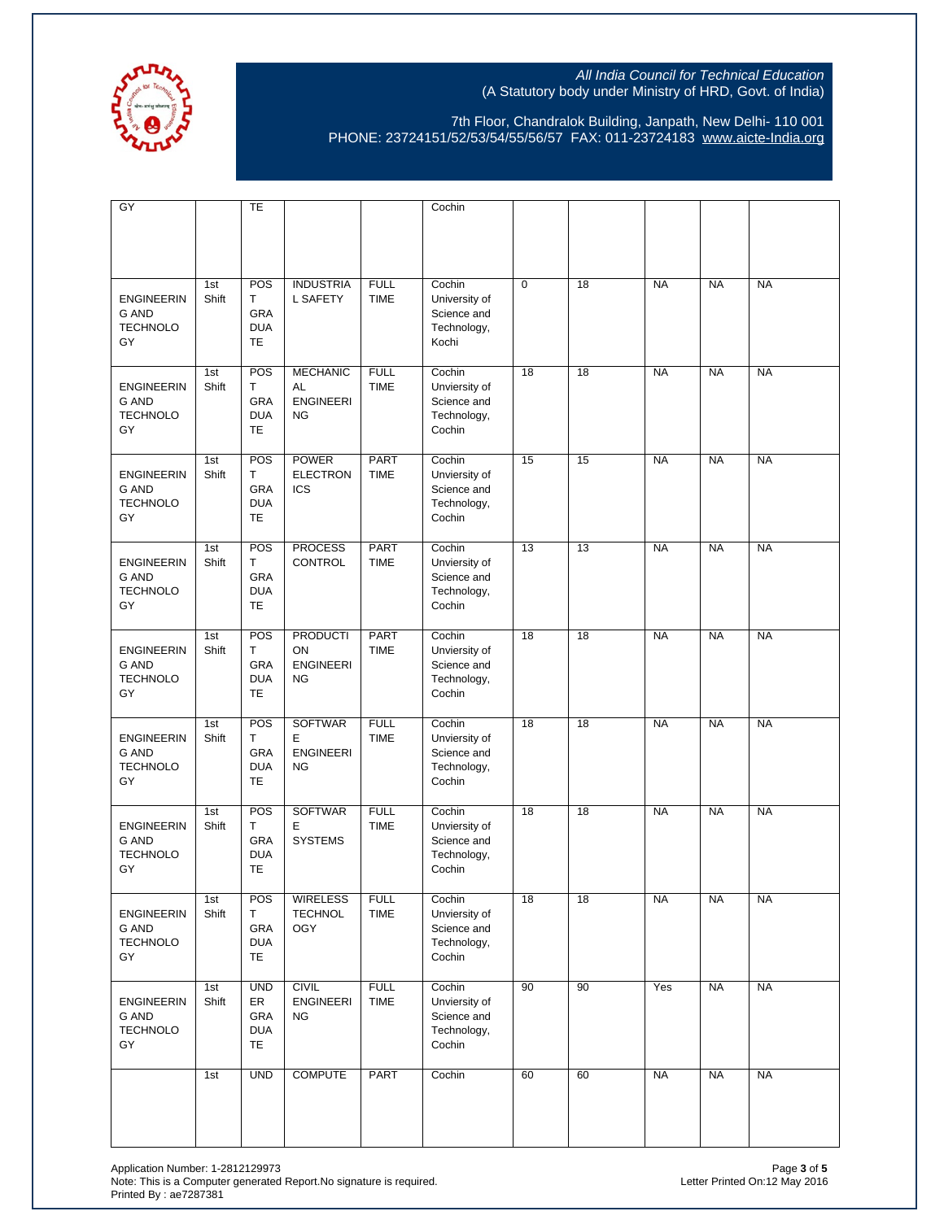All India Council for Technical Education
(A Statutory body under Ministry of HRD, Govt. of India)

7th Floor, Chandralok Building, Janpath, New Delhi- 110 001
PHONE: 23724151/52/53/54/55/56/57 FAX: 011-23724183 www.aicte-India.org

| | | | | | | | | | | |
|---|---|---|---|---|---|---|---|---|---|---|
| GY | | TE | | | Cochin | | | | | |
| ENGINEERING AND TECHNOLOGY | 1st Shift | POST GRADUATE | INDUSTRIAL SAFETY | FULL TIME | Cochin University of Science and Technology, Kochi | 0 | 18 | NA | NA | NA |
| ENGINEERING AND TECHNOLOGY | 1st Shift | POST GRADUATE | MECHANICAL ENGINEERING | FULL TIME | Cochin Unviersity of Science and Technology, Cochin | 18 | 18 | NA | NA | NA |
| ENGINEERING AND TECHNOLOGY | 1st Shift | POST GRADUATE | POWER ELECTRONICS | PART TIME | Cochin Unviersity of Science and Technology, Cochin | 15 | 15 | NA | NA | NA |
| ENGINEERING AND TECHNOLOGY | 1st Shift | POST GRADUATE | PROCESS CONTROL | PART TIME | Cochin Unviersity of Science and Technology, Cochin | 13 | 13 | NA | NA | NA |
| ENGINEERING AND TECHNOLOGY | 1st Shift | POST GRADUATE | PRODUCTION ENGINEERING | PART TIME | Cochin Unviersity of Science and Technology, Cochin | 18 | 18 | NA | NA | NA |
| ENGINEERING AND TECHNOLOGY | 1st Shift | POST GRADUATE | SOFTWARE ENGINEERING | FULL TIME | Cochin Unviersity of Science and Technology, Cochin | 18 | 18 | NA | NA | NA |
| ENGINEERING AND TECHNOLOGY | 1st Shift | POST GRADUATE | SOFTWARE SYSTEMS | FULL TIME | Cochin Unviersity of Science and Technology, Cochin | 18 | 18 | NA | NA | NA |
| ENGINEERING AND TECHNOLOGY | 1st Shift | POST GRADUATE | WIRELESS TECHNOLOGY | FULL TIME | Cochin Unviersity of Science and Technology, Cochin | 18 | 18 | NA | NA | NA |
| ENGINEERING AND TECHNOLOGY | 1st Shift | UNDER GRADUATE | CIVIL ENGINEERING | FULL TIME | Cochin Unviersity of Science and Technology, Cochin | 90 | 90 | Yes | NA | NA |
| | 1st | UND | COMPUTE | PART | Cochin | 60 | 60 | NA | NA | NA |

Application Number: 1-2812129973
Note: This is a Computer generated Report.No signature is required.
Printed By : ae7287381

Letter Printed On:12 May 2016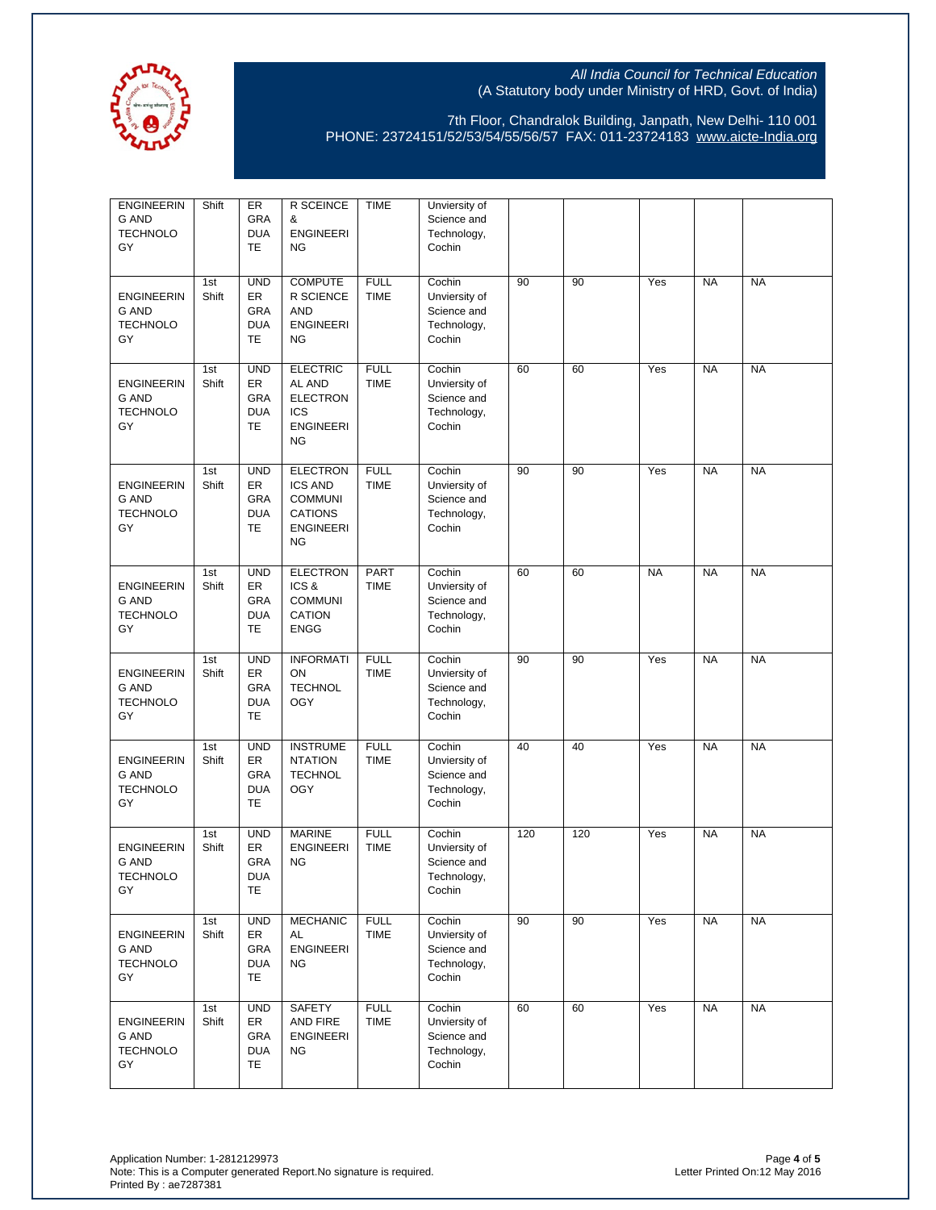| | | | | | | | | | | |
|---|---|---|---|---|---|---|---|---|---|---|
| ENGINEERING AND TECHNOLOGY | Shift | ERGRADUATE | R SCEINCE & ENGINEERING | TIME | Unviersity of Science and Technology, Cochin | | | | | |
| ENGINEERING AND TECHNOLOGY | 1st Shift | UNDERGRADUATE | COMPUTER SCIENCE AND ENGINEERING | FULL TIME | Cochin Unviersity of Science and Technology, Cochin | 90 | 90 | Yes | NA | NA |
| ENGINEERING AND TECHNOLOGY | 1st Shift | UNDERGRADUATE | ELECTRICAL AND ELECTRONICS ENGINEERING | FULL TIME | Cochin Unviersity of Science and Technology, Cochin | 60 | 60 | Yes | NA | NA |
| ENGINEERING AND TECHNOLOGY | 1st Shift | UNDERGRADUATE | ELECTRONICS AND COMMUNICATIONS ENGINEERING | FULL TIME | Cochin Unviersity of Science and Technology, Cochin | 90 | 90 | Yes | NA | NA |
| ENGINEERING AND TECHNOLOGY | 1st Shift | UNDERGRADUATE | ELECTRONICS & COMMUNICATION ENGG | PART TIME | Cochin Unviersity of Science and Technology, Cochin | 60 | 60 | NA | NA | NA |
| ENGINEERING AND TECHNOLOGY | 1st Shift | UNDERGRADUATE | INFORMATION TECHNOLOGY | FULL TIME | Cochin Unviersity of Science and Technology, Cochin | 90 | 90 | Yes | NA | NA |
| ENGINEERING AND TECHNOLOGY | 1st Shift | UNDERGRADUATE | INSTRUMENTATION TECHNOLOGY | FULL TIME | Cochin Unviersity of Science and Technology, Cochin | 40 | 40 | Yes | NA | NA |
| ENGINEERING AND TECHNOLOGY | 1st Shift | UNDERGRADUATE | MARINE ENGINEERING | FULL TIME | Cochin Unviersity of Science and Technology, Cochin | 120 | 120 | Yes | NA | NA |
| ENGINEERING AND TECHNOLOGY | 1st Shift | UNDERGRADUATE | MECHANICAL ENGINEERING | FULL TIME | Cochin Unviersity of Science and Technology, Cochin | 90 | 90 | Yes | NA | NA |
| ENGINEERING AND TECHNOLOGY | 1st Shift | UNDERGRADUATE | SAFETY AND FIRE ENGINEERING | FULL TIME | Cochin Unviersity of Science and Technology, Cochin | 60 | 60 | Yes | NA | NA |

Application Number: 1-2812129973
Note: This is a Computer generated Report.No signature is required.
Printed By : ae7287381

Letter Printed On:12 May 2016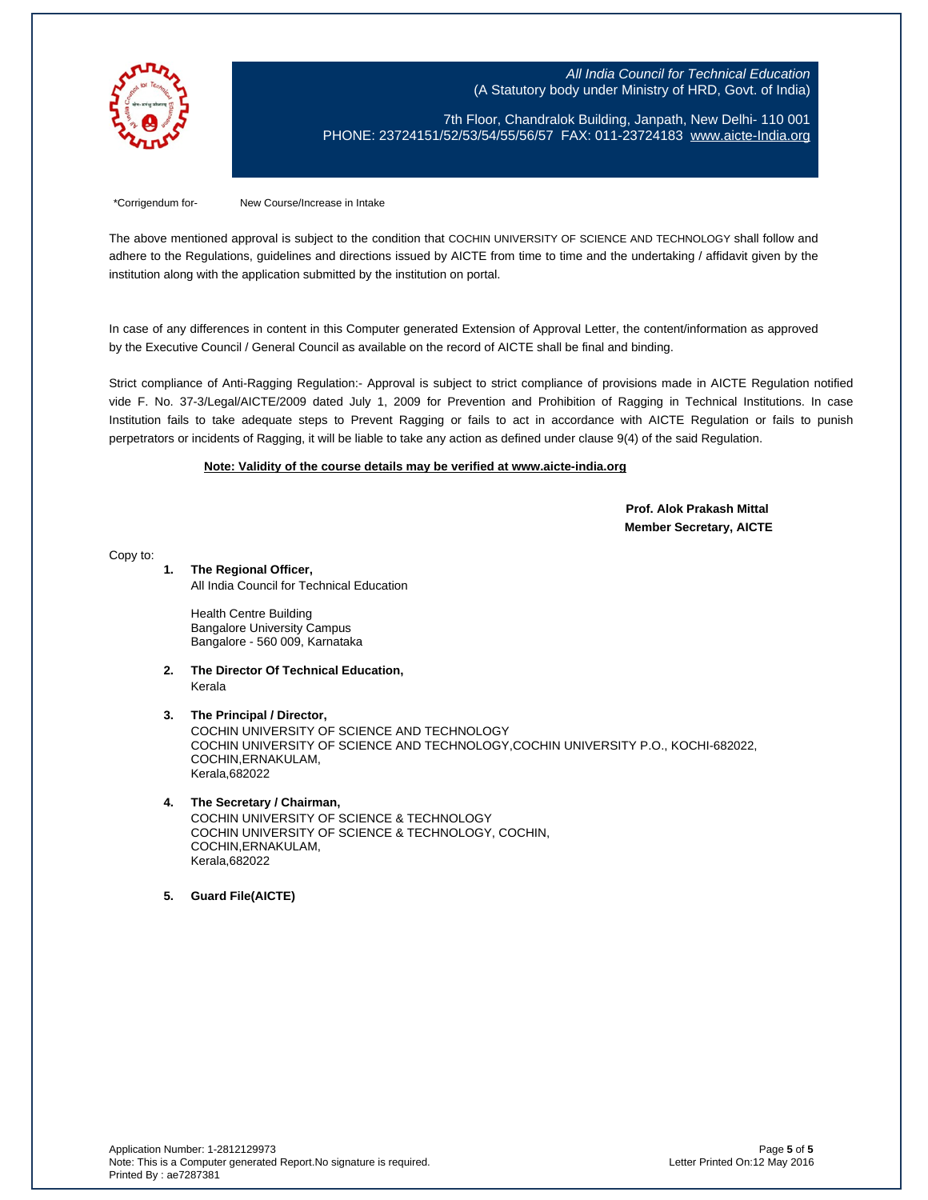*All India Council for Technical Education*
(A Statutory body under Ministry of HRD, Govt. of India)

7th Floor, Chandralok Building, Janpath, New Delhi- 110 001
PHONE: 23724151/52/53/54/55/56/57 FAX: 011-23724183 www.aicte-India.org

*Corrigendum for- New Course/Increase in Intake

The above mentioned approval is subject to the condition that COCHIN UNIVERSITY OF SCIENCE AND TECHNOLOGY shall follow and adhere to the Regulations, guidelines and directions issued by AICTE from time to time and the undertaking / affidavit given by the institution along with the application submitted by the institution on portal.

In case of any differences in content in this Computer generated Extension of Approval Letter, the content/information as approved by the Executive Council / General Council as available on the record of AICTE shall be final and binding.

Strict compliance of Anti-Ragging Regulation:- Approval is subject to strict compliance of provisions made in AICTE Regulation notified vide F. No. 37-3/Legal/AICTE/2009 dated July 1, 2009 for Prevention and Prohibition of Ragging in Technical Institutions. In case Institution fails to take adequate steps to Prevent Ragging or fails to act in accordance with AICTE Regulation or fails to punish perpetrators or incidents of Ragging, it will be liable to take any action as defined under clause 9(4) of the said Regulation.

**Note: Validity of the course details may be verified at www.aicte-india.org**

**Prof. Alok Prakash Mittal**
**Member Secretary, AICTE**

Copy to:

1. **The Regional Officer,**
   All India Council for Technical Education

   Health Centre Building
   Bangalore University Campus
   Bangalore - 560 009, Karnataka

2. **The Director Of Technical Education,**
   Kerala

3. **The Principal / Director,**
   COCHIN UNIVERSITY OF SCIENCE AND TECHNOLOGY
   COCHIN UNIVERSITY OF SCIENCE AND TECHNOLOGY,COCHIN UNIVERSITY P.O., KOCHI-682022,
   COCHIN,ERNAKULAM,
   Kerala,682022

4. **The Secretary / Chairman,**
   COCHIN UNIVERSITY OF SCIENCE & TECHNOLOGY
   COCHIN UNIVERSITY OF SCIENCE & TECHNOLOGY, COCHIN,
   COCHIN,ERNAKULAM,
   Kerala,682022

5. **Guard File(AICTE)**

Application Number: 1-2812129973
Note: This is a Computer generated Report.No signature is required.
Printed By : ae7287381

Letter Printed On:12 May 2016